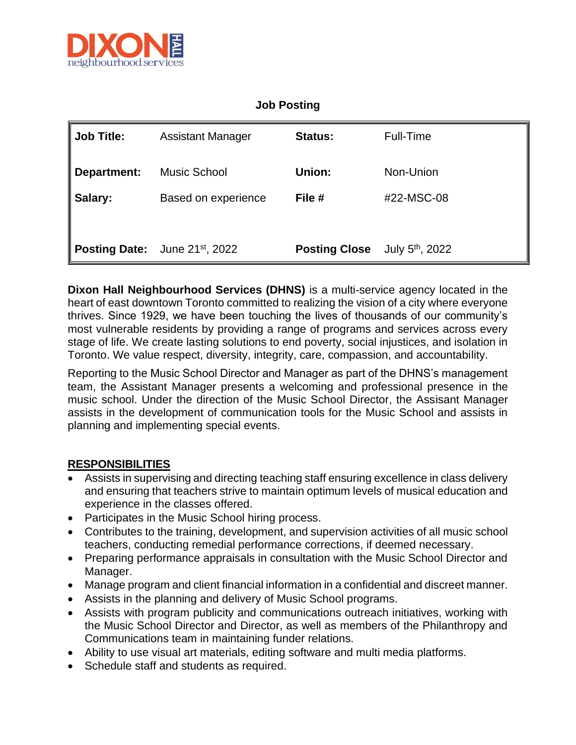**Job Posting**

| Job Title: | Assistant Manager | Status: | Full-Time |
|---|---|---|---|
| Department: | Music School | Union: | Non-Union |
| Salary: | Based on experience | File # | #22-MSC-08 |
| Posting Date: | June 21st, 2022 | Posting Close | July 5th, 2022 |

**Dixon Hall Neighbourhood Services (DHNS)** is a multi-service agency located in the heart of east downtown Toronto committed to realizing the vision of a city where everyone thrives. Since 1929, we have been touching the lives of thousands of our community's most vulnerable residents by providing a range of programs and services across every stage of life. We create lasting solutions to end poverty, social injustices, and isolation in Toronto. We value respect, diversity, integrity, care, compassion, and accountability.

Reporting to the Music School Director and Manager as part of the DHNS's management team, the Assistant Manager presents a welcoming and professional presence in the music school. Under the direction of the Music School Director, the Assisant Manager assists in the development of communication tools for the Music School and assists in planning and implementing special events.

## RESPONSIBILITIES

- Assists in supervising and directing teaching staff ensuring excellence in class delivery and ensuring that teachers strive to maintain optimum levels of musical education and experience in the classes offered.
- Participates in the Music School hiring process.
- Contributes to the training, development, and supervision activities of all music school teachers, conducting remedial performance corrections, if deemed necessary.
- Preparing performance appraisals in consultation with the Music School Director and Manager.
- Manage program and client financial information in a confidential and discreet manner.
- Assists in the planning and delivery of Music School programs.
- Assists with program publicity and communications outreach initiatives, working with the Music School Director and Director, as well as members of the Philanthropy and Communications team in maintaining funder relations.
- Ability to use visual art materials, editing software and multi media platforms.
- Schedule staff and students as required.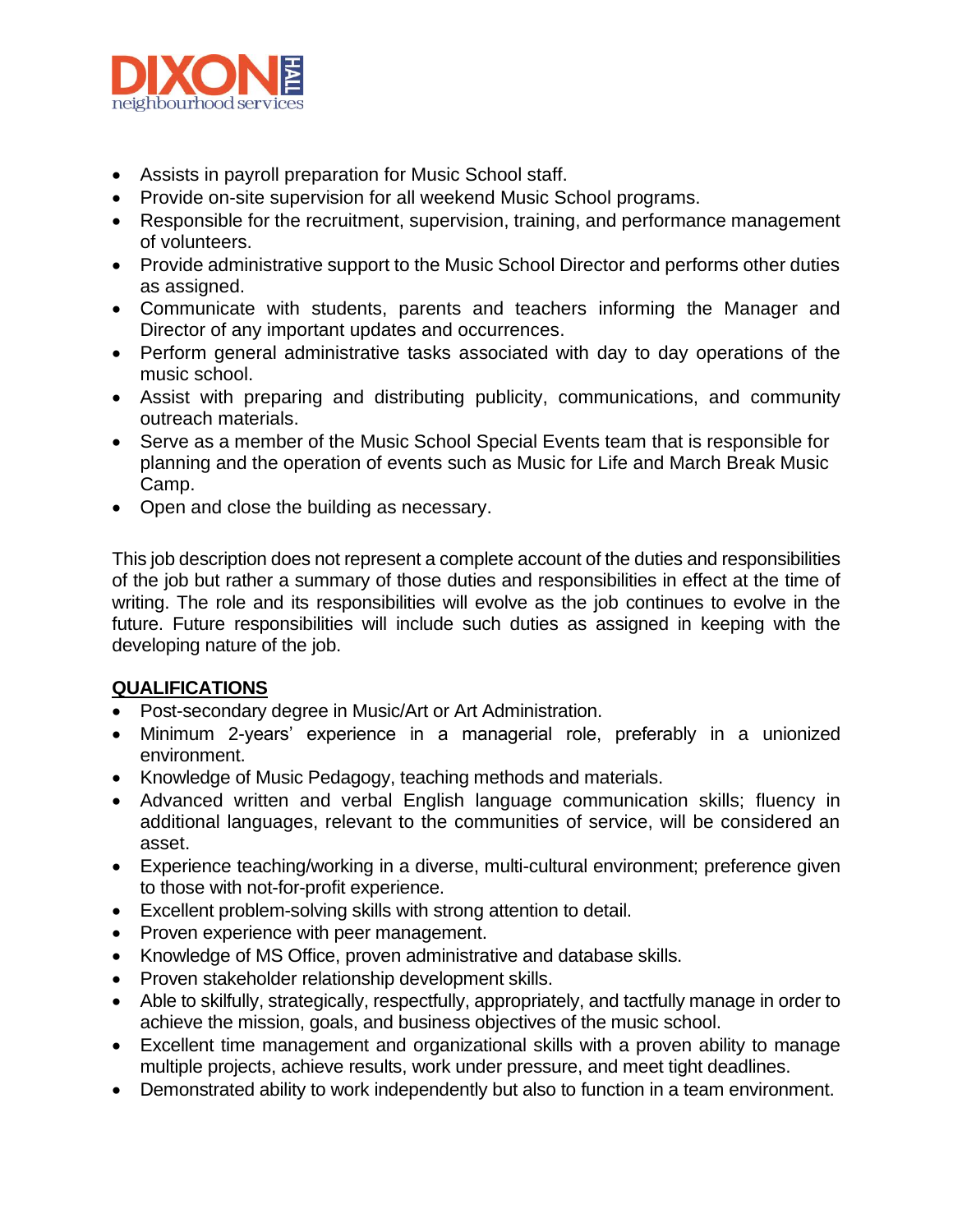- Assists in payroll preparation for Music School staff.
- Provide on-site supervision for all weekend Music School programs.
- Responsible for the recruitment, supervision, training, and performance management of volunteers.
- Provide administrative support to the Music School Director and performs other duties as assigned.
- Communicate with students, parents and teachers informing the Manager and Director of any important updates and occurrences.
- Perform general administrative tasks associated with day to day operations of the music school.
- Assist with preparing and distributing publicity, communications, and community outreach materials.
- Serve as a member of the Music School Special Events team that is responsible for planning and the operation of events such as Music for Life and March Break Music Camp.
- Open and close the building as necessary.

This job description does not represent a complete account of the duties and responsibilities of the job but rather a summary of those duties and responsibilities in effect at the time of writing. The role and its responsibilities will evolve as the job continues to evolve in the future. Future responsibilities will include such duties as assigned in keeping with the developing nature of the job.

**QUALIFICATIONS**

- Post-secondary degree in Music/Art or Art Administration.
- Minimum 2-years' experience in a managerial role, preferably in a unionized environment.
- Knowledge of Music Pedagogy, teaching methods and materials.
- Advanced written and verbal English language communication skills; fluency in additional languages, relevant to the communities of service, will be considered an asset.
- Experience teaching/working in a diverse, multi-cultural environment; preference given to those with not-for-profit experience.
- Excellent problem-solving skills with strong attention to detail.
- Proven experience with peer management.
- Knowledge of MS Office, proven administrative and database skills.
- Proven stakeholder relationship development skills.
- Able to skilfully, strategically, respectfully, appropriately, and tactfully manage in order to achieve the mission, goals, and business objectives of the music school.
- Excellent time management and organizational skills with a proven ability to manage multiple projects, achieve results, work under pressure, and meet tight deadlines.
- Demonstrated ability to work independently but also to function in a team environment.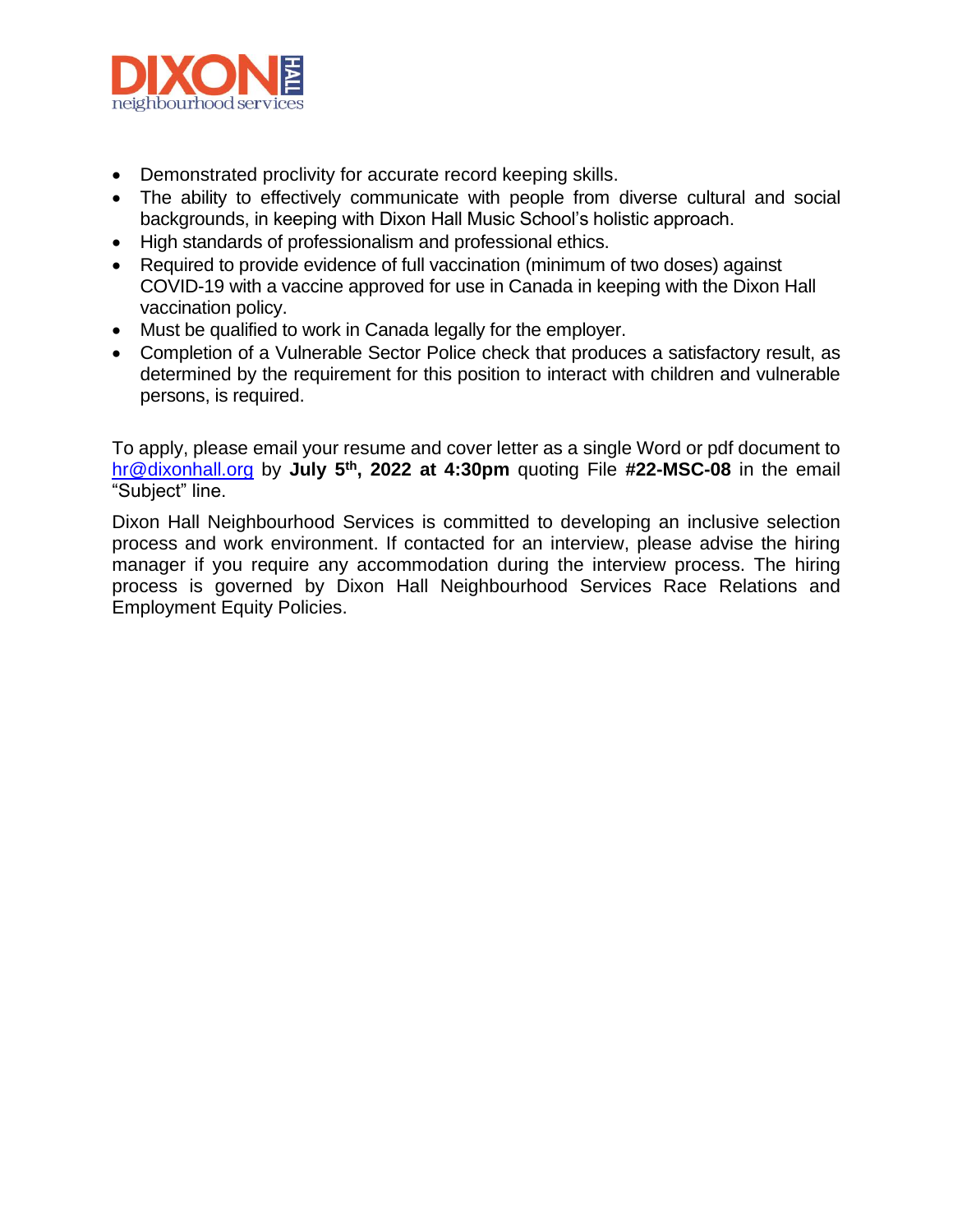- Demonstrated proclivity for accurate record keeping skills.
- The ability to effectively communicate with people from diverse cultural and social backgrounds, in keeping with Dixon Hall Music School's holistic approach.
- High standards of professionalism and professional ethics.
- Required to provide evidence of full vaccination (minimum of two doses) against COVID-19 with a vaccine approved for use in Canada in keeping with the Dixon Hall vaccination policy.
- Must be qualified to work in Canada legally for the employer.
- Completion of a Vulnerable Sector Police check that produces a satisfactory result, as determined by the requirement for this position to interact with children and vulnerable persons, is required.

To apply, please email your resume and cover letter as a single Word or pdf document to hr@dixonhall.org by **July 5th, 2022 at 4:30pm** quoting File **#22-MSC-08** in the email "Subject" line.

Dixon Hall Neighbourhood Services is committed to developing an inclusive selection process and work environment. If contacted for an interview, please advise the hiring manager if you require any accommodation during the interview process. The hiring process is governed by Dixon Hall Neighbourhood Services Race Relations and Employment Equity Policies.